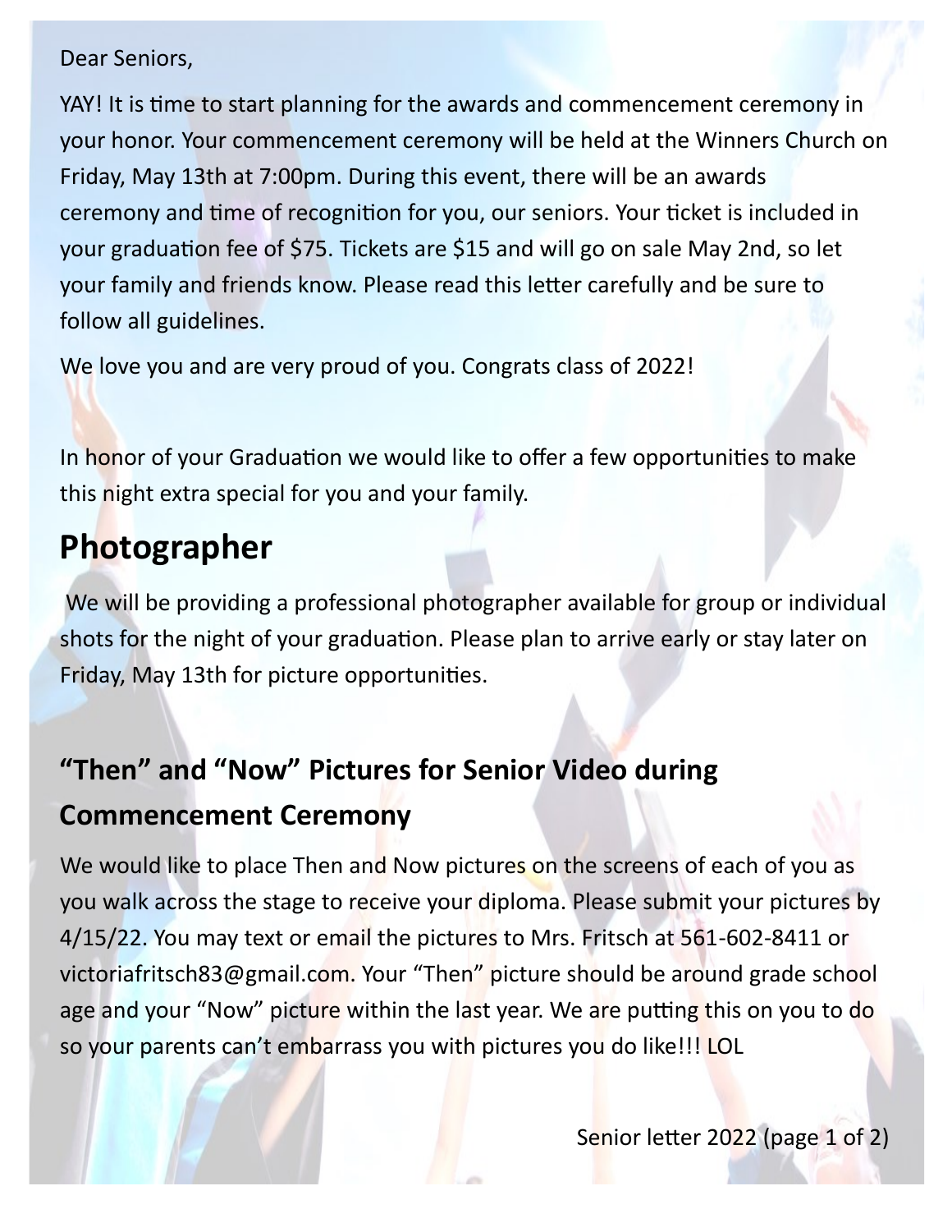Dear Seniors,

YAY! It is time to start planning for the awards and commencement ceremony in your honor. Your commencement ceremony will be held at the Winners Church on Friday, May 13th at 7:00pm. During this event, there will be an awards ceremony and time of recognition for you, our seniors. Your ticket is included in your graduation fee of $75. Tickets are $15 and will go on sale May 2nd, so let your family and friends know. Please read this letter carefully and be sure to follow all guidelines.

We love you and are very proud of you. Congrats class of 2022!

In honor of your Graduation we would like to offer a few opportunities to make this night extra special for you and your family.

# Photographer

We will be providing a professional photographer available for group or individual shots for the night of your graduation. Please plan to arrive early or stay later on Friday, May 13th for picture opportunities.

## "Then" and "Now" Pictures for Senior Video during Commencement Ceremony

We would like to place Then and Now pictures on the screens of each of you as you walk across the stage to receive your diploma. Please submit your pictures by 4/15/22. You may text or email the pictures to Mrs. Fritsch at 561-602-8411 or victoriafritsch83@gmail.com. Your "Then" picture should be around grade school age and your "Now" picture within the last year. We are putting this on you to do so your parents can't embarrass you with pictures you do like!!! LOL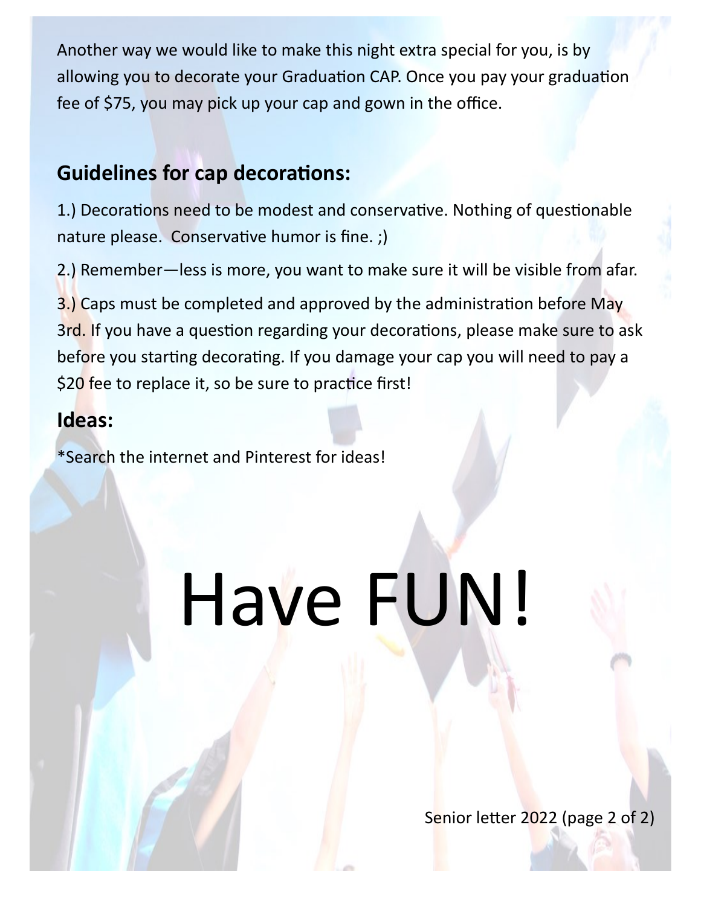Another way we would like to make this night extra special for you, is by allowing you to decorate your Graduation CAP. Once you pay your graduation fee of $75, you may pick up your cap and gown in the office.

## Guidelines for cap decorations:

1.) Decorations need to be modest and conservative. Nothing of questionable nature please. Conservative humor is fine. ;)

2.) Remember—less is more, you want to make sure it will be visible from afar.

3.) Caps must be completed and approved by the administration before May 3rd. If you have a question regarding your decorations, please make sure to ask before you starting decorating. If you damage your cap you will need to pay a $20 fee to replace it, so be sure to practice first!

## Ideas:

*Search the internet and Pinterest for ideas!

# Have FUN!

Senior letter 2022 (page 2 of 2)